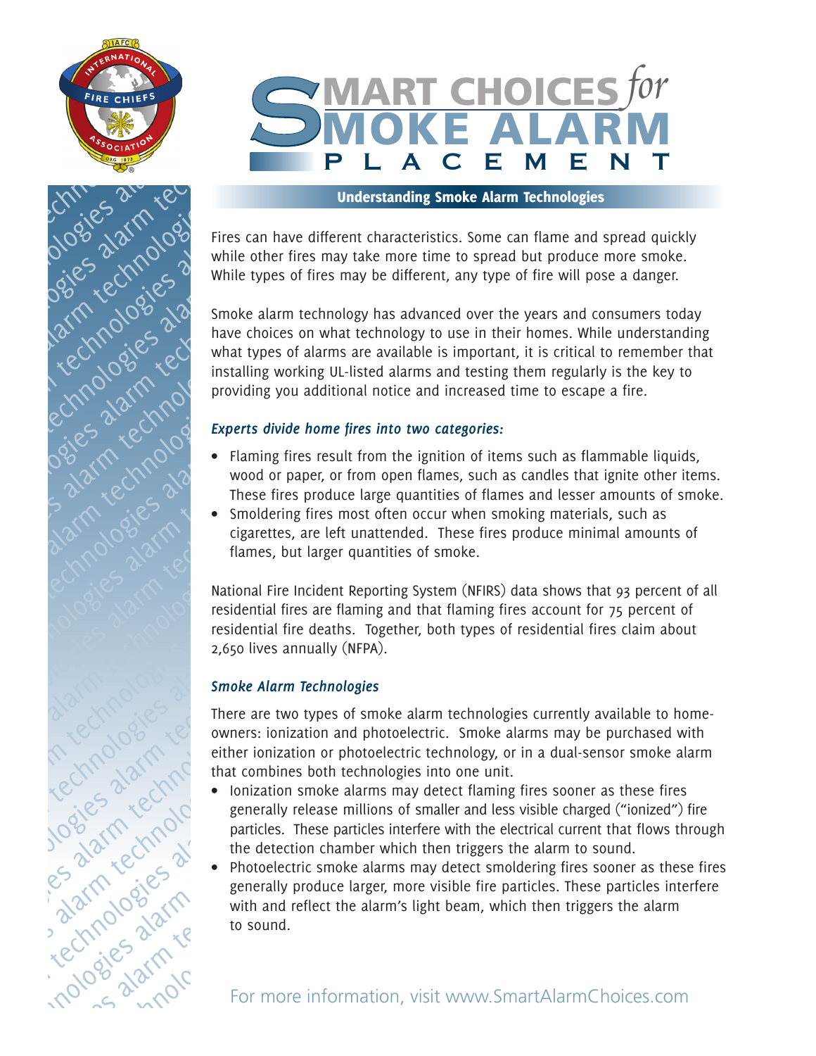# SMART CHOICES *for* SMOKE ALARM PLACEMENT

## Understanding Smoke Alarm Technologies

Fires can have different characteristics. Some can flame and spread quickly while other fires may take more time to spread but produce more smoke. While types of fires may be different, any type of fire will pose a danger.

Smoke alarm technology has advanced over the years and consumers today have choices on what technology to use in their homes. While understanding what types of alarms are available is important, it is critical to remember that installing working UL-listed alarms and testing them regularly is the key to providing you additional notice and increased time to escape a fire.

### *Experts divide home fires into two categories:*

- Flaming fires result from the ignition of items such as flammable liquids, wood or paper, or from open flames, such as candles that ignite other items. These fires produce large quantities of flames and lesser amounts of smoke.
- Smoldering fires most often occur when smoking materials, such as cigarettes, are left unattended. These fires produce minimal amounts of flames, but larger quantities of smoke.

National Fire Incident Reporting System (NFIRS) data shows that 93 percent of all residential fires are flaming and that flaming fires account for 75 percent of residential fire deaths. Together, both types of residential fires claim about 2,650 lives annually (NFPA).

### *Smoke Alarm Technologies*

There are two types of smoke alarm technologies currently available to home-owners: ionization and photoelectric. Smoke alarms may be purchased with either ionization or photoelectric technology, or in a dual-sensor smoke alarm that combines both technologies into one unit.

- Ionization smoke alarms may detect flaming fires sooner as these fires generally release millions of smaller and less visible charged ("ionized") fire particles. These particles interfere with the electrical current that flows through the detection chamber which then triggers the alarm to sound.
- Photoelectric smoke alarms may detect smoldering fires sooner as these fires generally produce larger, more visible fire particles. These particles interfere with and reflect the alarm's light beam, which then triggers the alarm to sound.

For more information, visit www.SmartAlarmChoices.com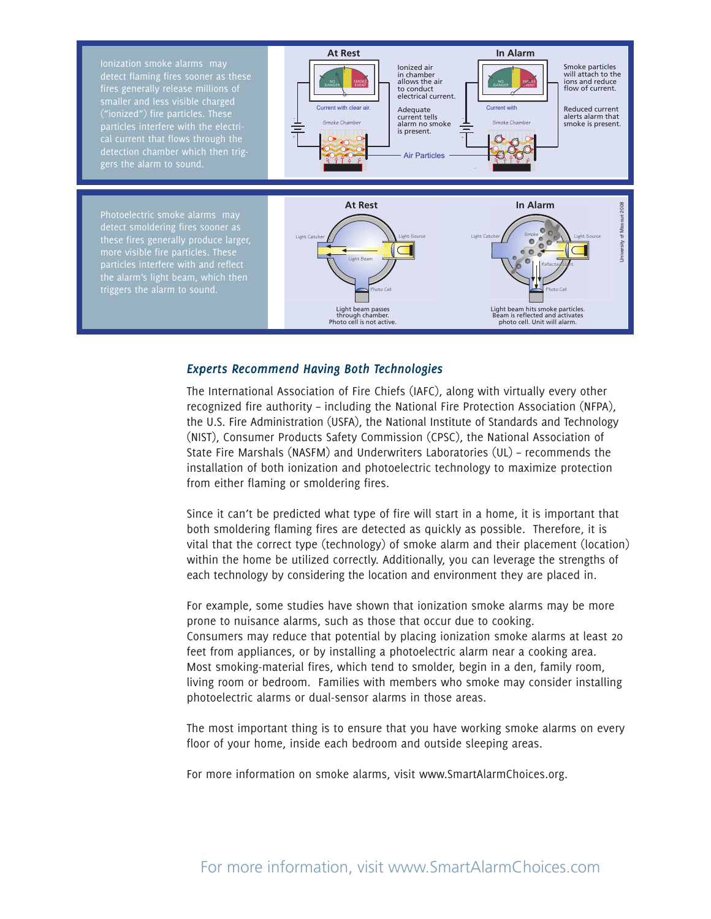Ionization smoke alarms may detect flaming fires sooner as these fires generally release millions of smaller and less visible charged ("ionized") fire particles. These particles interfere with the electrical current that flows through the detection chamber which then triggers the alarm to sound.

At Rest

NO DANGER

SMOKE EVENT

Current with clear air.

Smoke Chamber

Ionized air in chamber allows the air to conduct electrical current.

Adequate current tells alarm no smoke is present.

Air Particles

In Alarm

NO DANGER

SMOKE EVENT

Current with

Smoke Chamber

Smoke particles will attach to the ions and reduce flow of current.

Reduced current alerts alarm that smoke is present.

Photoelectric smoke alarms may detect smoldering fires sooner as these fires generally produce larger, more visible fire particles. These particles interfere with and reflect the alarm's light beam, which then triggers the alarm to sound.

At Rest

Light Catcher

Light Source

Light Beam

Photo Cell

Light beam passes through chamber. Photo cell is not active.

In Alarm

Light Catcher

Smoke

Light Source

Reflected Light

Photo Cell

Light beam hits smoke particles. Beam is reflected and activates photo cell. Unit will alarm.

University of Missouri 2008

### *Experts Recommend Having Both Technologies*

The International Association of Fire Chiefs (IAFC), along with virtually every other recognized fire authority – including the National Fire Protection Association (NFPA), the U.S. Fire Administration (USFA), the National Institute of Standards and Technology (NIST), Consumer Products Safety Commission (CPSC), the National Association of State Fire Marshals (NASFM) and Underwriters Laboratories (UL) – recommends the installation of both ionization and photoelectric technology to maximize protection from either flaming or smoldering fires.

Since it can't be predicted what type of fire will start in a home, it is important that both smoldering flaming fires are detected as quickly as possible. Therefore, it is vital that the correct type (technology) of smoke alarm and their placement (location) within the home be utilized correctly. Additionally, you can leverage the strengths of each technology by considering the location and environment they are placed in.

For example, some studies have shown that ionization smoke alarms may be more prone to nuisance alarms, such as those that occur due to cooking. Consumers may reduce that potential by placing ionization smoke alarms at least 20 feet from appliances, or by installing a photoelectric alarm near a cooking area. Most smoking-material fires, which tend to smolder, begin in a den, family room, living room or bedroom. Families with members who smoke may consider installing photoelectric alarms or dual-sensor alarms in those areas.

The most important thing is to ensure that you have working smoke alarms on every floor of your home, inside each bedroom and outside sleeping areas.

For more information on smoke alarms, visit www.SmartAlarmChoices.org.

For more information, visit www.SmartAlarmChoices.com